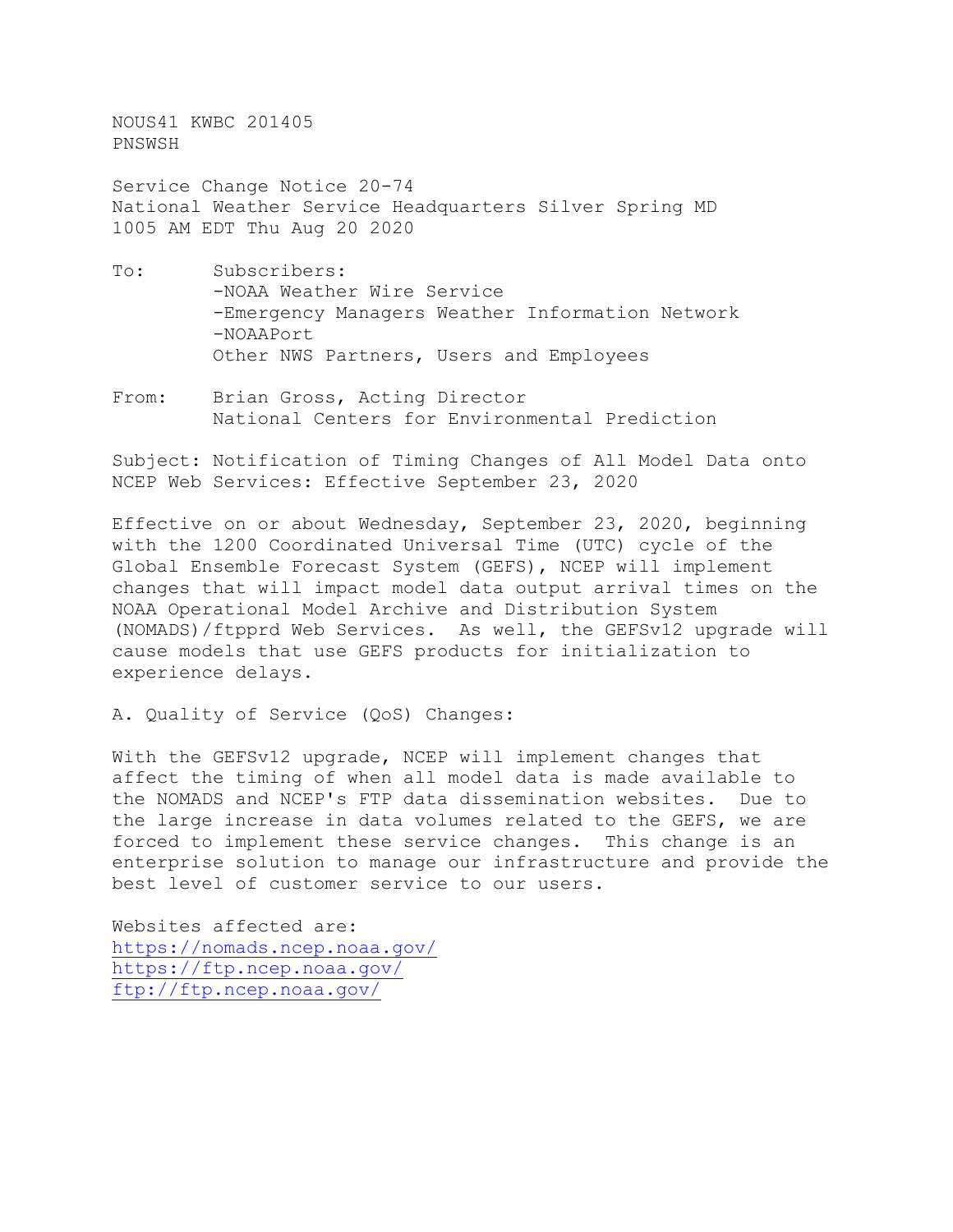NOUS41 KWBC 201405
PNSWSH

Service Change Notice 20-74
National Weather Service Headquarters Silver Spring MD
1005 AM EDT Thu Aug 20 2020

To: Subscribers:
-NOAA Weather Wire Service
-Emergency Managers Weather Information Network
-NOAAPort
Other NWS Partners, Users and Employees

From: Brian Gross, Acting Director
National Centers for Environmental Prediction

Subject: Notification of Timing Changes of All Model Data onto NCEP Web Services: Effective September 23, 2020

Effective on or about Wednesday, September 23, 2020, beginning with the 1200 Coordinated Universal Time (UTC) cycle of the Global Ensemble Forecast System (GEFS), NCEP will implement changes that will impact model data output arrival times on the NOAA Operational Model Archive and Distribution System (NOMADS)/ftpprd Web Services. As well, the GEFSv12 upgrade will cause models that use GEFS products for initialization to experience delays.

A. Quality of Service (QoS) Changes:

With the GEFSv12 upgrade, NCEP will implement changes that affect the timing of when all model data is made available to the NOMADS and NCEP's FTP data dissemination websites. Due to the large increase in data volumes related to the GEFS, we are forced to implement these service changes. This change is an enterprise solution to manage our infrastructure and provide the best level of customer service to our users.

Websites affected are:
https://nomads.ncep.noaa.gov/
https://ftp.ncep.noaa.gov/
ftp://ftp.ncep.noaa.gov/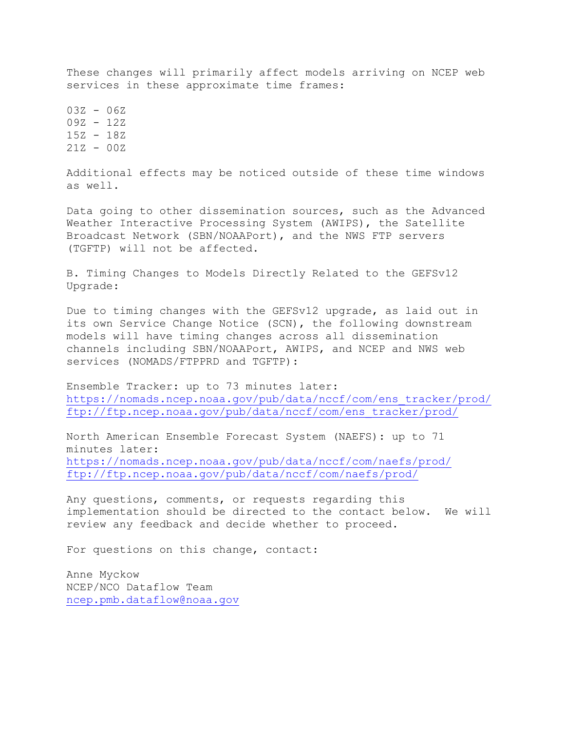These changes will primarily affect models arriving on NCEP web services in these approximate time frames:

03Z - 06Z
09Z - 12Z
15Z - 18Z
21Z - 00Z

Additional effects may be noticed outside of these time windows as well.

Data going to other dissemination sources, such as the Advanced Weather Interactive Processing System (AWIPS), the Satellite Broadcast Network (SBN/NOAAPort), and the NWS FTP servers (TGFTP) will not be affected.

B. Timing Changes to Models Directly Related to the GEFSv12 Upgrade:

Due to timing changes with the GEFSv12 upgrade, as laid out in its own Service Change Notice (SCN), the following downstream models will have timing changes across all dissemination channels including SBN/NOAAPort, AWIPS, and NCEP and NWS web services (NOMADS/FTPPRD and TGFTP):

Ensemble Tracker: up to 73 minutes later:
https://nomads.ncep.noaa.gov/pub/data/nccf/com/ens_tracker/prod/
ftp://ftp.ncep.noaa.gov/pub/data/nccf/com/ens_tracker/prod/

North American Ensemble Forecast System (NAEFS): up to 71 minutes later:
https://nomads.ncep.noaa.gov/pub/data/nccf/com/naefs/prod/
ftp://ftp.ncep.noaa.gov/pub/data/nccf/com/naefs/prod/

Any questions, comments, or requests regarding this implementation should be directed to the contact below. We will review any feedback and decide whether to proceed.

For questions on this change, contact:

Anne Myckow
NCEP/NCO Dataflow Team
ncep.pmb.dataflow@noaa.gov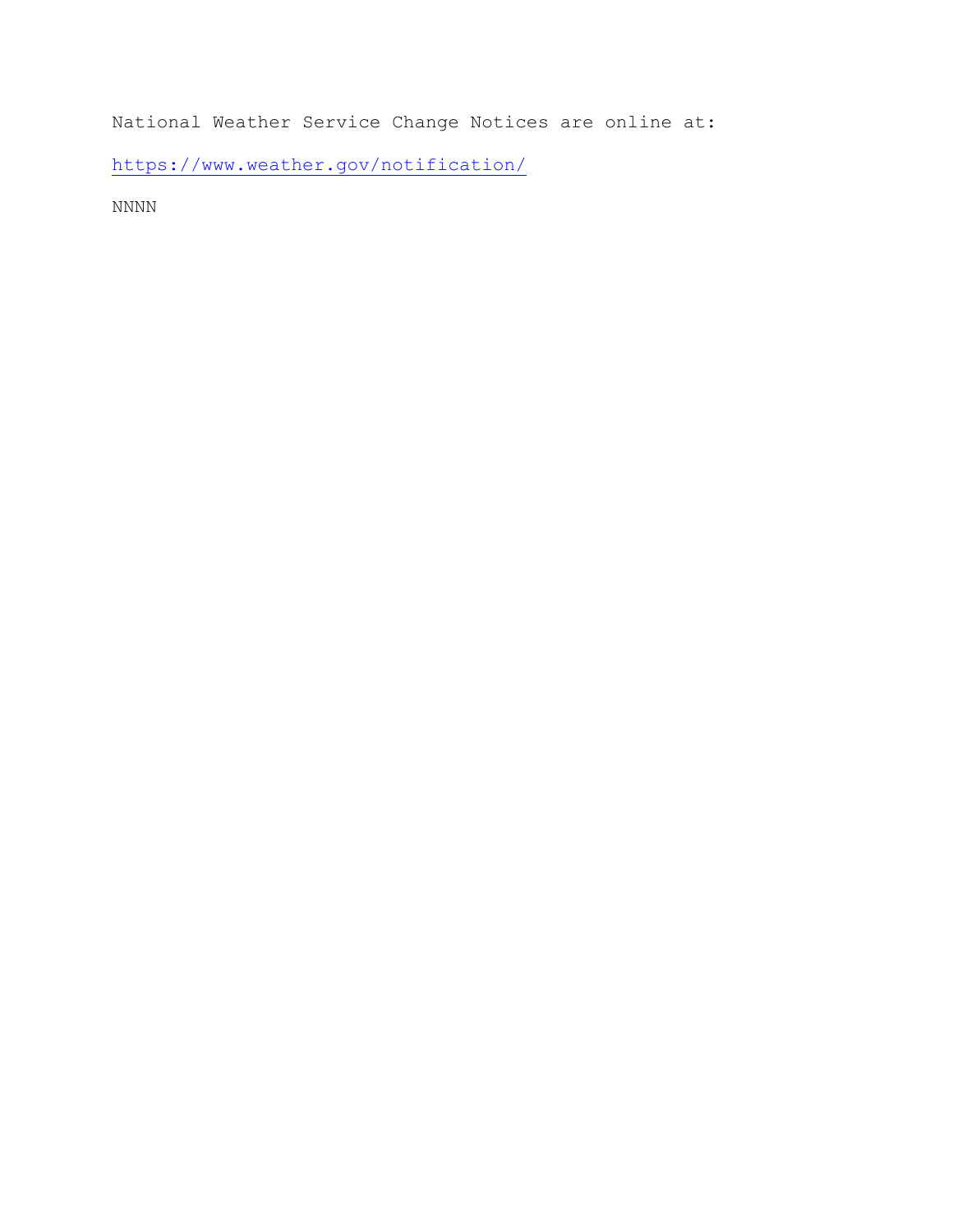National Weather Service Change Notices are online at:

https://www.weather.gov/notification/

NNNN